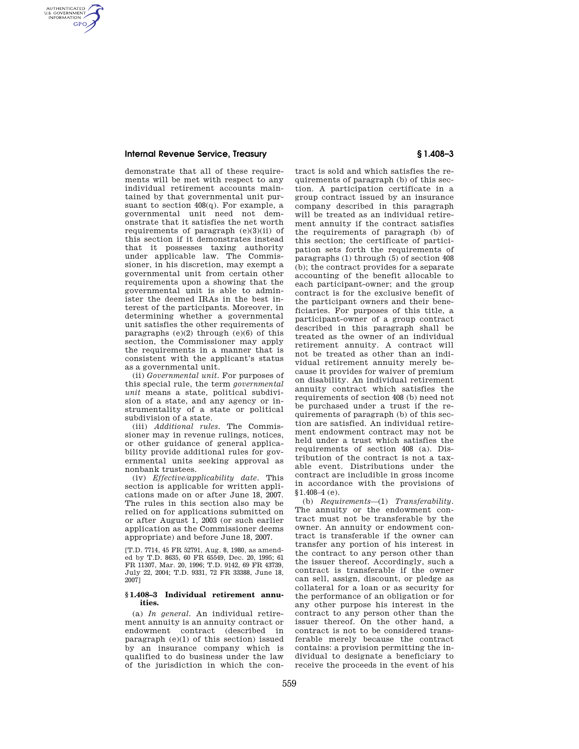demonstrate that all of these requirements will be met with respect to any individual retirement accounts maintained by that governmental unit pursuant to section 408(q). For example, a governmental unit need not demonstrate that it satisfies the net worth requirements of paragraph (e)(3)(ii) of this section if it demonstrates instead that it possesses taxing authority under applicable law. The Commissioner, in his discretion, may exempt a governmental unit from certain other requirements upon a showing that the governmental unit is able to administer the deemed IRAs in the best interest of the participants. Moreover, in determining whether a governmental unit satisfies the other requirements of paragraphs (e)(2) through (e)(6) of this section, the Commissioner may apply the requirements in a manner that is consistent with the applicant's status as a governmental unit.

(ii) *Governmental unit.* For purposes of this special rule, the term *governmental unit* means a state, political subdivision of a state, and any agency or instrumentality of a state or political subdivision of a state.

(iii) *Additional rules.* The Commissioner may in revenue rulings, notices, or other guidance of general applicability provide additional rules for governmental units seeking approval as nonbank trustees.

(iv) *Effective/applicability date.* This section is applicable for written applications made on or after June 18, 2007. The rules in this section also may be relied on for applications submitted on or after August 1, 2003 (or such earlier application as the Commissioner deems appropriate) and before June 18, 2007.

[T.D. 7714, 45 FR 52791, Aug. 8, 1980, as amended by T.D. 8635, 60 FR 65549, Dec. 20, 1995; 61 FR 11307, Mar. 20, 1996; T.D. 9142, 69 FR 43739, July 22, 2004; T.D. 9331, 72 FR 33388, June 18, 2007]

## § 1.408–3 Individual retirement annuities.

(a) *In general.* An individual retirement annuity is an annuity contract or endowment contract (described in paragraph (e)(1) of this section) issued by an insurance company which is qualified to do business under the law of the jurisdiction in which the contract is sold and which satisfies the requirements of paragraph (b) of this section. A participation certificate in a group contract issued by an insurance company described in this paragraph will be treated as an individual retirement annuity if the contract satisfies the requirements of paragraph (b) of this section; the certificate of participation sets forth the requirements of paragraphs (1) through (5) of section 408 (b); the contract provides for a separate accounting of the benefit allocable to each participant-owner; and the group contract is for the exclusive benefit of the participant owners and their beneficiaries. For purposes of this title, a participant-owner of a group contract described in this paragraph shall be treated as the owner of an individual retirement annuity. A contract will not be treated as other than an individual retirement annuity merely because it provides for waiver of premium on disability. An individual retirement annuity contract which satisfies the requirements of section 408 (b) need not be purchased under a trust if the requirements of paragraph (b) of this section are satisfied. An individual retirement endowment contract may not be held under a trust which satisfies the requirements of section 408 (a). Distribution of the contract is not a taxable event. Distributions under the contract are includible in gross income in accordance with the provisions of §1.408–4 (e).

(b) *Requirements*—(1) *Transferability.* The annuity or the endowment contract must not be transferable by the owner. An annuity or endowment contract is transferable if the owner can transfer any portion of his interest in the contract to any person other than the issuer thereof. Accordingly, such a contract is transferable if the owner can sell, assign, discount, or pledge as collateral for a loan or as security for the performance of an obligation or for any other purpose his interest in the contract to any person other than the issuer thereof. On the other hand, a contract is not to be considered transferable merely because the contract contains: a provision permitting the individual to designate a beneficiary to receive the proceeds in the event of his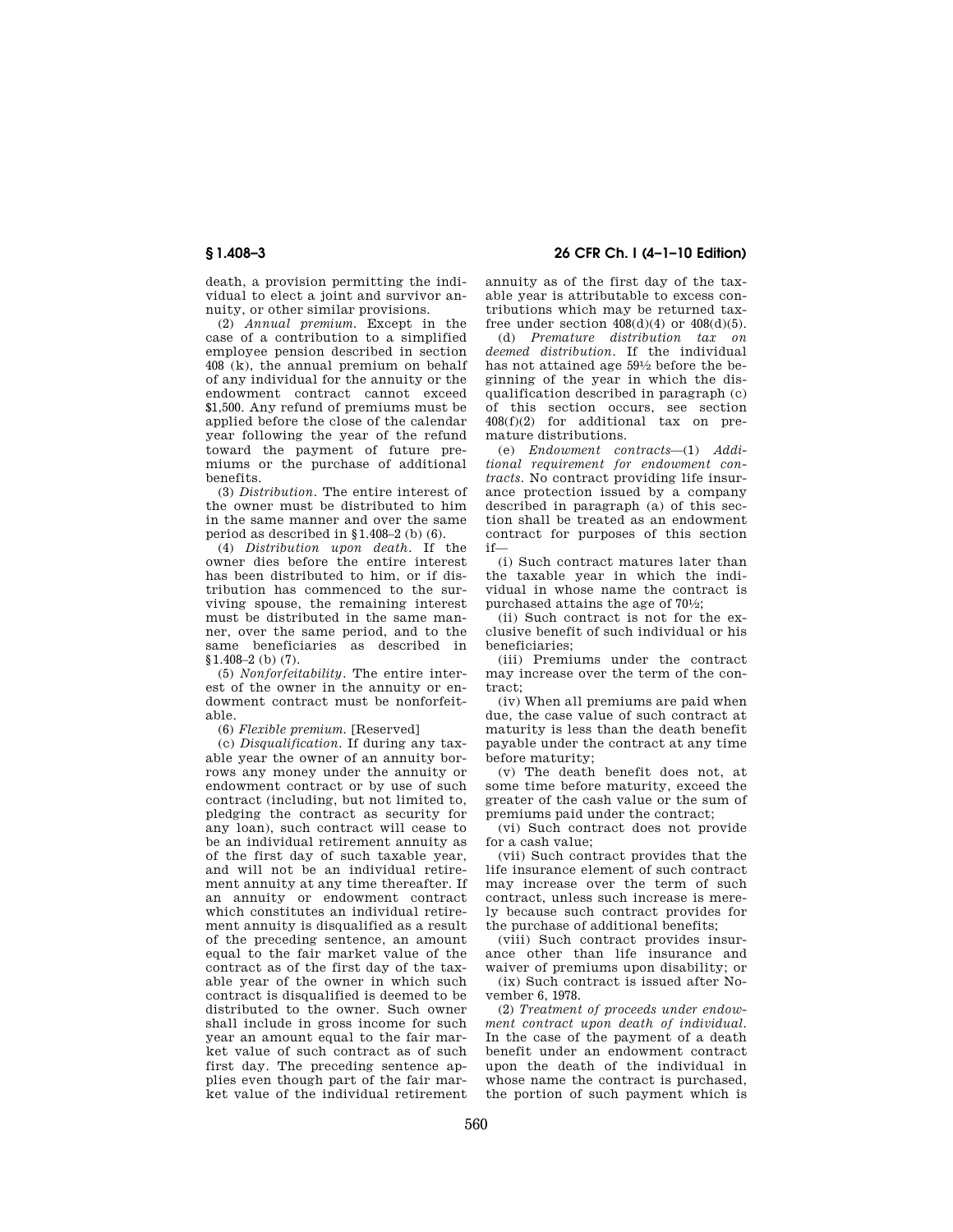death, a provision permitting the individual to elect a joint and survivor annuity, or other similar provisions.

(2) *Annual premium.* Except in the case of a contribution to a simplified employee pension described in section 408 (k), the annual premium on behalf of any individual for the annuity or the endowment contract cannot exceed $1,500. Any refund of premiums must be applied before the close of the calendar year following the year of the refund toward the payment of future premiums or the purchase of additional benefits.

(3) *Distribution.* The entire interest of the owner must be distributed to him in the same manner and over the same period as described in §1.408–2 (b) (6).

(4) *Distribution upon death.* If the owner dies before the entire interest has been distributed to him, or if distribution has commenced to the surviving spouse, the remaining interest must be distributed in the same manner, over the same period, and to the same beneficiaries as described in §1.408–2 (b) (7).

(5) *Nonforfeitability.* The entire interest of the owner in the annuity or endowment contract must be nonforfeitable.

(6) *Flexible premium.* [Reserved]

(c) *Disqualification.* If during any taxable year the owner of an annuity borrows any money under the annuity or endowment contract or by use of such contract (including, but not limited to, pledging the contract as security for any loan), such contract will cease to be an individual retirement annuity as of the first day of such taxable year, and will not be an individual retirement annuity at any time thereafter. If an annuity or endowment contract which constitutes an individual retirement annuity is disqualified as a result of the preceding sentence, an amount equal to the fair market value of the contract as of the first day of the taxable year of the owner in which such contract is disqualified is deemed to be distributed to the owner. Such owner shall include in gross income for such year an amount equal to the fair market value of such contract as of such first day. The preceding sentence applies even though part of the fair market value of the individual retirement annuity as of the first day of the taxable year is attributable to excess contributions which may be returned tax-free under section 408(d)(4) or 408(d)(5).

(d) *Premature distribution tax on deemed distribution.* If the individual has not attained age 59½ before the beginning of the year in which the disqualification described in paragraph (c) of this section occurs, see section 408(f)(2) for additional tax on premature distributions.

(e) *Endowment contracts*—(1) *Additional requirement for endowment contracts.* No contract providing life insurance protection issued by a company described in paragraph (a) of this section shall be treated as an endowment contract for purposes of this section if—

(i) Such contract matures later than the taxable year in which the individual in whose name the contract is purchased attains the age of 70½;

(ii) Such contract is not for the exclusive benefit of such individual or his beneficiaries;

(iii) Premiums under the contract may increase over the term of the contract;

(iv) When all premiums are paid when due, the case value of such contract at maturity is less than the death benefit payable under the contract at any time before maturity;

(v) The death benefit does not, at some time before maturity, exceed the greater of the cash value or the sum of premiums paid under the contract;

(vi) Such contract does not provide for a cash value;

(vii) Such contract provides that the life insurance element of such contract may increase over the term of such contract, unless such increase is merely because such contract provides for the purchase of additional benefits;

(viii) Such contract provides insurance other than life insurance and waiver of premiums upon disability; or

(ix) Such contract is issued after November 6, 1978.

(2) *Treatment of proceeds under endowment contract upon death of individual.* In the case of the payment of a death benefit under an endowment contract upon the death of the individual in whose name the contract is purchased, the portion of such payment which is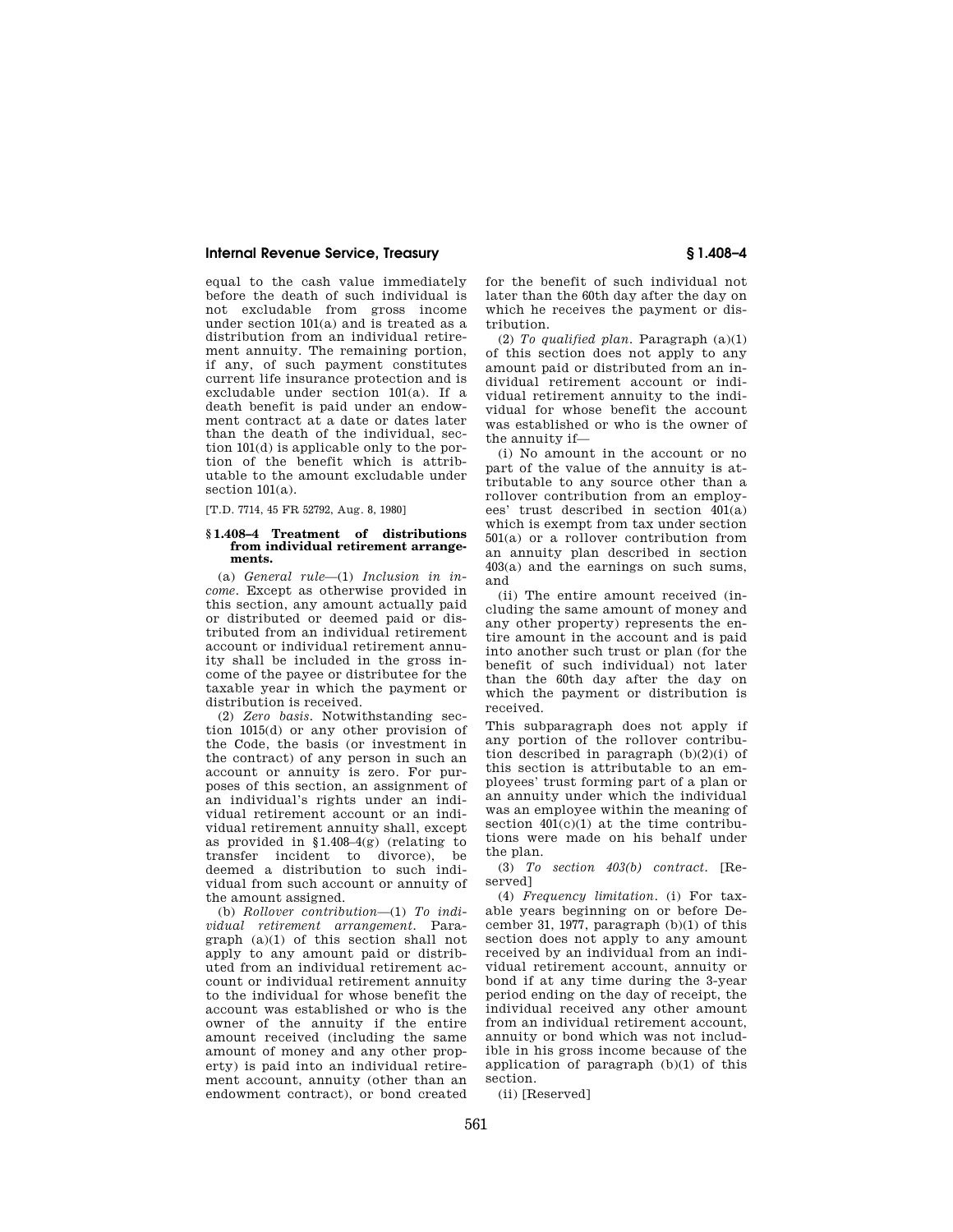equal to the cash value immediately before the death of such individual is not excludable from gross income under section 101(a) and is treated as a distribution from an individual retirement annuity. The remaining portion, if any, of such payment constitutes current life insurance protection and is excludable under section 101(a). If a death benefit is paid under an endowment contract at a date or dates later than the death of the individual, section 101(d) is applicable only to the portion of the benefit which is attributable to the amount excludable under section 101(a).

[T.D. 7714, 45 FR 52792, Aug. 8, 1980]

### § 1.408–4 Treatment of distributions from individual retirement arrangements.

(a) *General rule*—(1) *Inclusion in income.* Except as otherwise provided in this section, any amount actually paid or distributed or deemed paid or distributed from an individual retirement account or individual retirement annuity shall be included in the gross income of the payee or distributee for the taxable year in which the payment or distribution is received.

(2) *Zero basis.* Notwithstanding section 1015(d) or any other provision of the Code, the basis (or investment in the contract) of any person in such an account or annuity is zero. For purposes of this section, an assignment of an individual's rights under an individual retirement account or an individual retirement annuity shall, except as provided in §1.408–4(g) (relating to transfer incident to divorce), be deemed a distribution to such individual from such account or annuity of the amount assigned.

(b) *Rollover contribution*—(1) *To individual retirement arrangement.* Paragraph (a)(1) of this section shall not apply to any amount paid or distributed from an individual retirement account or individual retirement annuity to the individual for whose benefit the account was established or who is the owner of the annuity if the entire amount received (including the same amount of money and any other property) is paid into an individual retirement account, annuity (other than an endowment contract), or bond created for the benefit of such individual not later than the 60th day after the day on which he receives the payment or distribution.

(2) *To qualified plan.* Paragraph (a)(1) of this section does not apply to any amount paid or distributed from an individual retirement account or individual retirement annuity to the individual for whose benefit the account was established or who is the owner of the annuity if—

(i) No amount in the account or no part of the value of the annuity is attributable to any source other than a rollover contribution from an employees' trust described in section 401(a) which is exempt from tax under section 501(a) or a rollover contribution from an annuity plan described in section 403(a) and the earnings on such sums, and

(ii) The entire amount received (including the same amount of money and any other property) represents the entire amount in the account and is paid into another such trust or plan (for the benefit of such individual) not later than the 60th day after the day on which the payment or distribution is received.

This subparagraph does not apply if any portion of the rollover contribution described in paragraph (b)(2)(i) of this section is attributable to an employees' trust forming part of a plan or an annuity under which the individual was an employee within the meaning of section 401(c)(1) at the time contributions were made on his behalf under the plan.

(3) *To section 403(b) contract.* [Reserved]

(4) *Frequency limitation.* (i) For taxable years beginning on or before December 31, 1977, paragraph (b)(1) of this section does not apply to any amount received by an individual from an individual retirement account, annuity or bond if at any time during the 3-year period ending on the day of receipt, the individual received any other amount from an individual retirement account, annuity or bond which was not includible in his gross income because of the application of paragraph (b)(1) of this section.

(ii) [Reserved]